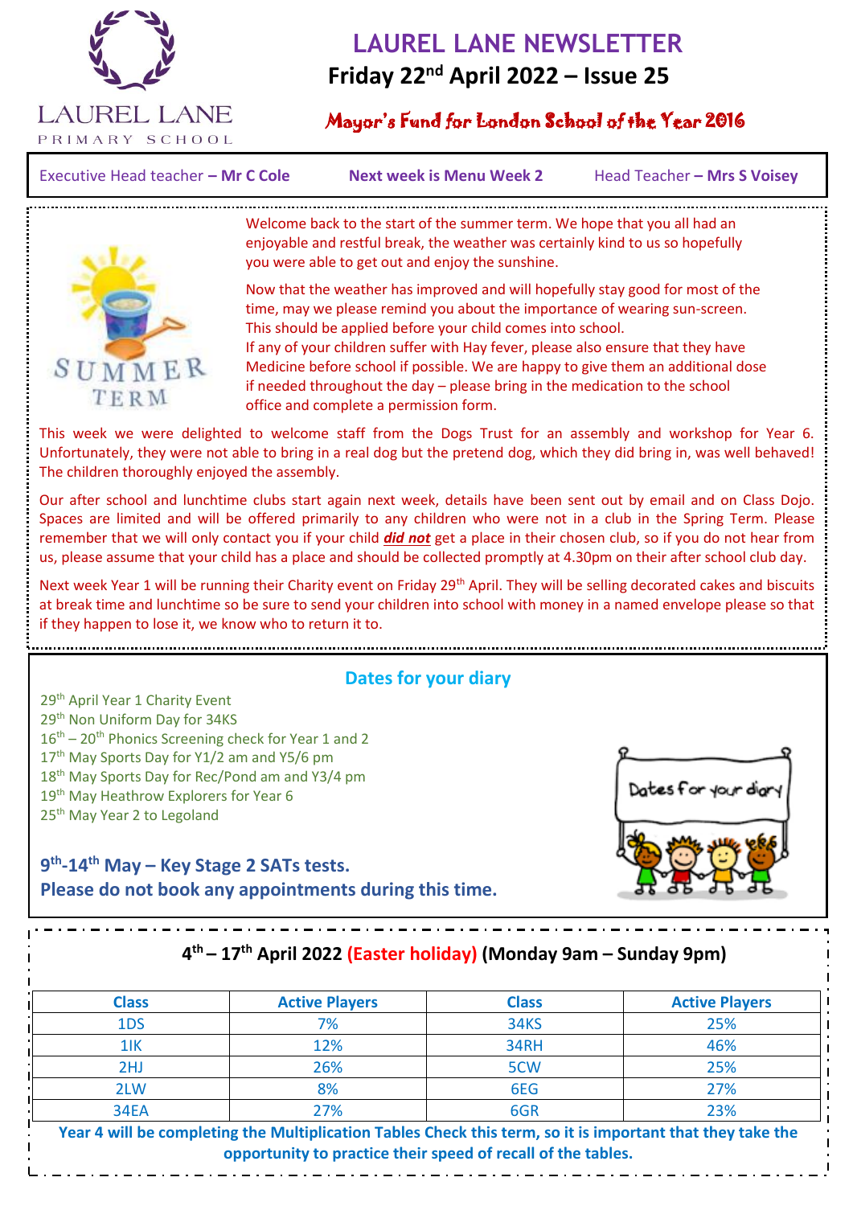# LAUREL LANE NEWSLETTER

## Friday 22nd April 2022 – Issue 25

**Mayor's Fund for London School of the Year 2016**

Executive Head teacher – **Mr C Cole** | **Next week is Menu Week 2** | Head Teacher – **Mrs S Voisey**

Welcome back to the start of the summer term. We hope that you all had an enjoyable and restful break, the weather was certainly kind to us so hopefully you were able to get out and enjoy the sunshine.

Now that the weather has improved and will hopefully stay good for most of the time, may we please remind you about the importance of wearing sun-screen. This should be applied before your child comes into school.
If any of your children suffer with Hay fever, please also ensure that they have Medicine before school if possible. We are happy to give them an additional dose if needed throughout the day – please bring in the medication to the school office and complete a permission form.

This week we were delighted to welcome staff from the Dogs Trust for an assembly and workshop for Year 6. Unfortunately, they were not able to bring in a real dog but the pretend dog, which they did bring in, was well behaved! The children thoroughly enjoyed the assembly.

Our after school and lunchtime clubs start again next week, details have been sent out by email and on Class Dojo. Spaces are limited and will be offered primarily to any children who were not in a club in the Spring Term. Please remember that we will only contact you if your child ***did not*** get a place in their chosen club, so if you do not hear from us, please assume that your child has a place and should be collected promptly at 4.30pm on their after school club day.

Next week Year 1 will be running their Charity event on Friday 29th April. They will be selling decorated cakes and biscuits at break time and lunchtime so be sure to send your children into school with money in a named envelope please so that if they happen to lose it, we know who to return it to.

## Dates for your diary

29th April Year 1 Charity Event
29th Non Uniform Day for 34KS
16th – 20th Phonics Screening check for Year 1 and 2
17th May Sports Day for Y1/2 am and Y5/6 pm
18th May Sports Day for Rec/Pond am and Y3/4 pm
19th May Heathrow Explorers for Year 6
25th May Year 2 to Legoland

**9th-14th May – Key Stage 2 SATs tests.**
**Please do not book any appointments during this time.**

### 4th – 17th April 2022 (Easter holiday) (Monday 9am – Sunday 9pm)

| Class | Active Players | Class | Active Players |
|---|---|---|---|
| 1DS | 7% | 34KS | 25% |
| 1IK | 12% | 34RH | 46% |
| 2HJ | 26% | 5CW | 25% |
| 2LW | 8% | 6EG | 27% |
| 34EA | 27% | 6GR | 23% |

**Year 4 will be completing the Multiplication Tables Check this term, so it is important that they take the opportunity to practice their speed of recall of the tables.**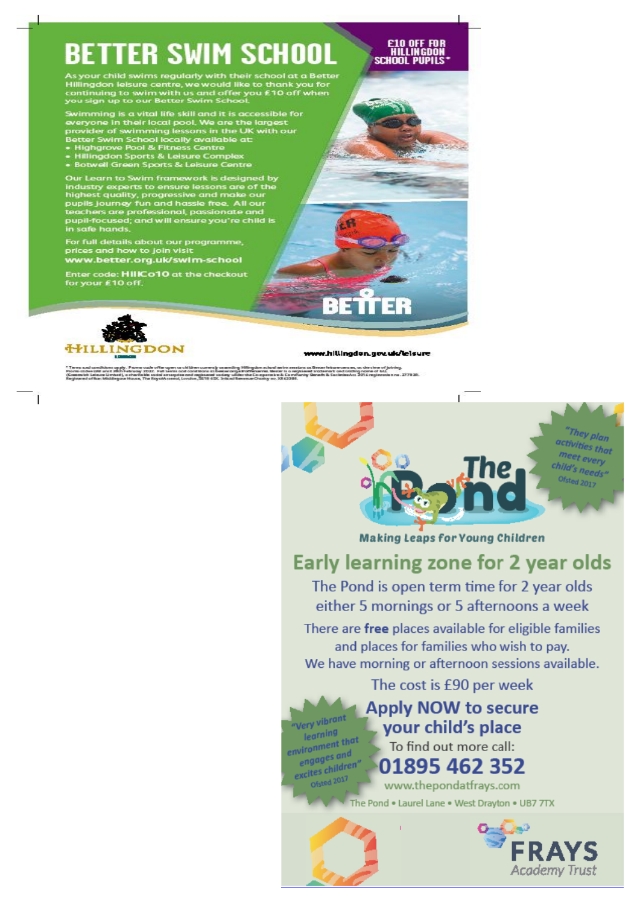# BETTER SWIM SCHOOL

**£10 OFF FOR HILLINGDON SCHOOL PUPILS***

As your child swims regularly with their school at a Better Hillingdon leisure centre, we would like to thank you for continuing to swim with us and offer you £10 off when you sign up to our Better Swim School.

Swimming is a vital life skill and it is accessible for everyone in their local pool. We are the largest provider of swimming lessons in the UK with our Better Swim School locally available at:

- Highgrove Pool & Fitness Centre
- Hillingdon Sports & Leisure Complex
- Botwell Green Sports & Leisure Centre

Our Learn to Swim framework is designed by industry experts to ensure lessons are of the highest quality, progressive and make our pupils journey fun and hassle free. All our teachers are professional, passionate and pupil-focused; and will ensure you're child is in safe hands.

For full details about our programme, prices and how to join visit **www.better.org.uk/swim-school**

Enter code: **HilCo10** at the checkout for your £10 off.

BETTER

HILLINGDON

www.hillingdon.gov.uk/leisure

---

# The Pond

*Making Leaps for Young Children*

"They plan activities that meet every child's needs" Ofsted 2017

## Early learning zone for 2 year olds

The Pond is open term time for 2 year olds either 5 mornings or 5 afternoons a week

There are **free** places available for eligible families and places for families who wish to pay.
We have morning or afternoon sessions available.

The cost is £90 per week

**Apply NOW to secure your child's place**

To find out more call:

**01895 462 352**

www.thepondatfrays.com

The Pond • Laurel Lane • West Drayton • UB7 7TX

"Very vibrant learning environment that engages and excites children" Ofsted 2017

FRAYS Academy Trust